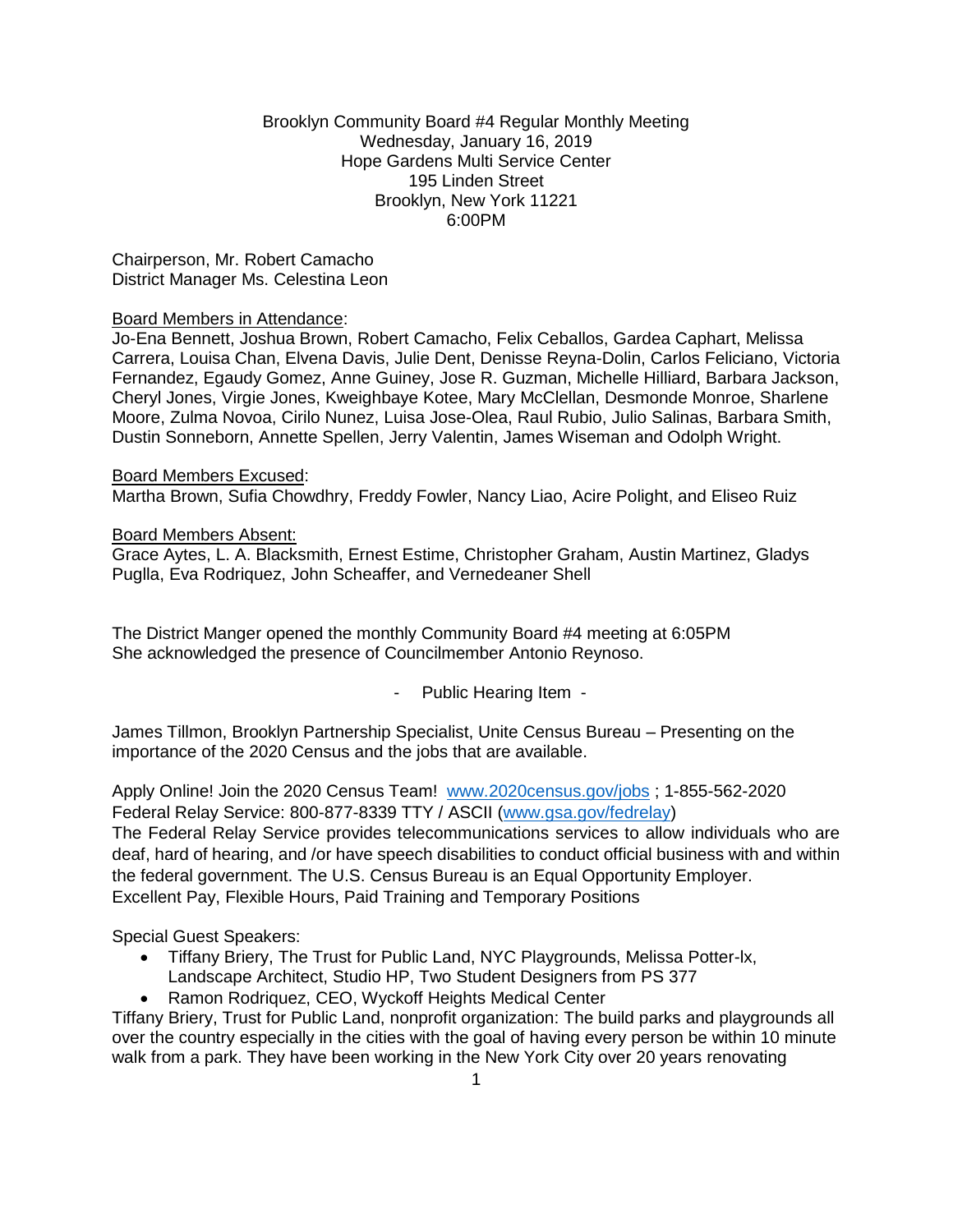Brooklyn Community Board #4 Regular Monthly Meeting
Wednesday, January 16, 2019
Hope Gardens Multi Service Center
195 Linden Street
Brooklyn, New York 11221
6:00PM

Chairperson, Mr. Robert Camacho
District Manager Ms. Celestina Leon

Board Members in Attendance:
Jo-Ena Bennett, Joshua Brown, Robert Camacho, Felix Ceballos, Gardea Caphart, Melissa Carrera, Louisa Chan, Elvena Davis, Julie Dent, Denisse Reyna-Dolin, Carlos Feliciano, Victoria Fernandez, Egaudy Gomez, Anne Guiney, Jose R. Guzman, Michelle Hilliard, Barbara Jackson, Cheryl Jones, Virgie Jones, Kweighbaye Kotee, Mary McClellan, Desmonde Monroe, Sharlene Moore, Zulma Novoa, Cirilo Nunez, Luisa Jose-Olea, Raul Rubio, Julio Salinas, Barbara Smith, Dustin Sonneborn, Annette Spellen, Jerry Valentin, James Wiseman and Odolph Wright.

Board Members Excused:
Martha Brown, Sufia Chowdhry, Freddy Fowler, Nancy Liao, Acire Polight, and Eliseo Ruiz

Board Members Absent:
Grace Aytes, L. A. Blacksmith, Ernest Estime, Christopher Graham, Austin Martinez, Gladys Puglla, Eva Rodriquez, John Scheaffer, and Vernedeaner Shell

The District Manger opened the monthly Community Board #4 meeting at 6:05PM
She acknowledged the presence of Councilmember Antonio Reynoso.

- Public Hearing Item -

James Tillmon, Brooklyn Partnership Specialist, Unite Census Bureau – Presenting on the importance of the 2020 Census and the jobs that are available.

Apply Online! Join the 2020 Census Team! www.2020census.gov/jobs ; 1-855-562-2020
Federal Relay Service: 800-877-8339 TTY / ASCII (www.gsa.gov/fedrelay)
The Federal Relay Service provides telecommunications services to allow individuals who are deaf, hard of hearing, and /or have speech disabilities to conduct official business with and within the federal government. The U.S. Census Bureau is an Equal Opportunity Employer.
Excellent Pay, Flexible Hours, Paid Training and Temporary Positions

Special Guest Speakers:

- Tiffany Briery, The Trust for Public Land, NYC Playgrounds, Melissa Potter-lx, Landscape Architect, Studio HP, Two Student Designers from PS 377
- Ramon Rodriquez, CEO, Wyckoff Heights Medical Center

Tiffany Briery, Trust for Public Land, nonprofit organization: The build parks and playgrounds all over the country especially in the cities with the goal of having every person be within 10 minute walk from a park. They have been working in the New York City over 20 years renovating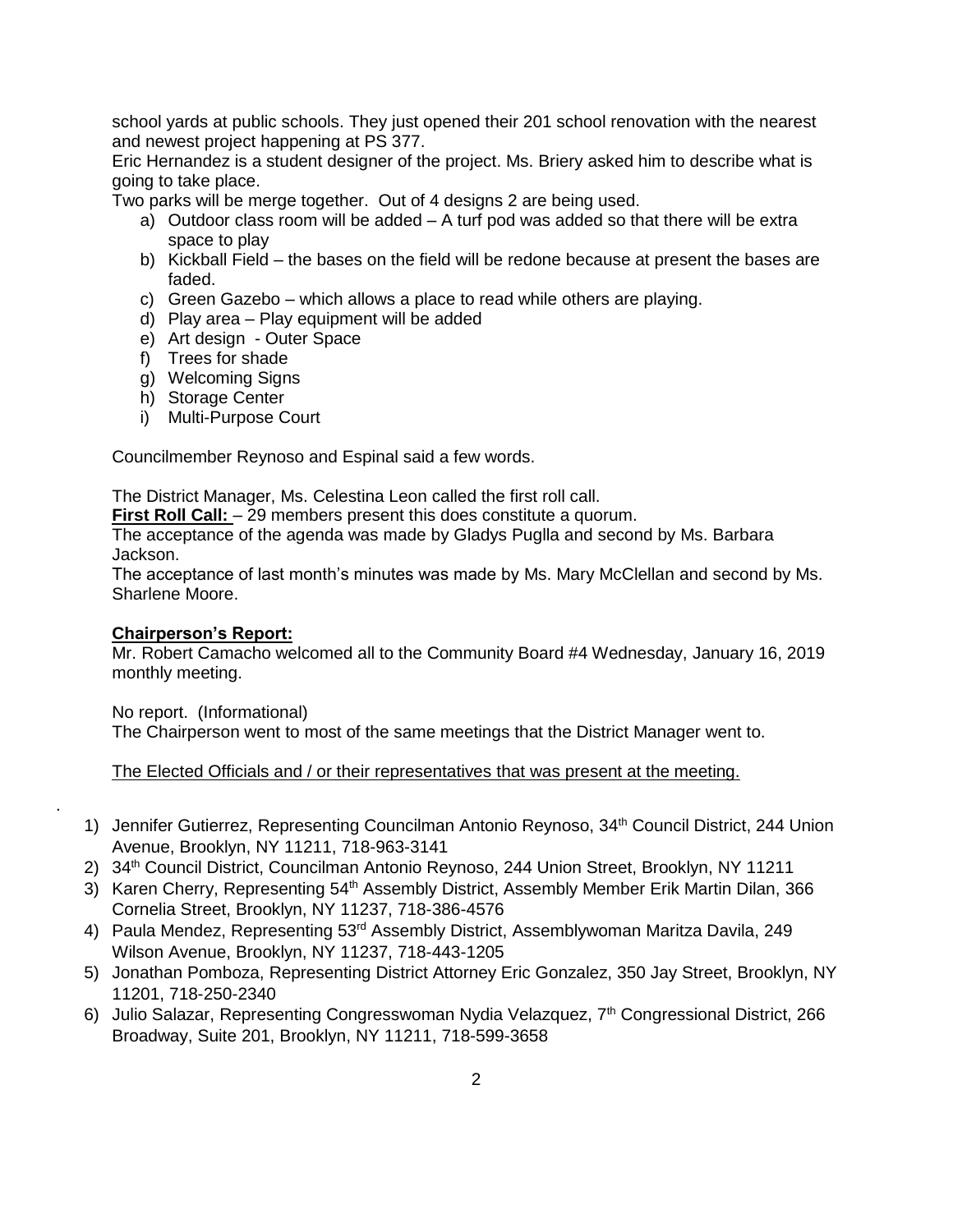school yards at public schools. They just opened their 201 school renovation with the nearest and newest project happening at PS 377.

Eric Hernandez is a student designer of the project. Ms. Briery asked him to describe what is going to take place.

Two parks will be merge together. Out of 4 designs 2 are being used.

a) Outdoor class room will be added – A turf pod was added so that there will be extra space to play
b) Kickball Field – the bases on the field will be redone because at present the bases are faded.
c) Green Gazebo – which allows a place to read while others are playing.
d) Play area – Play equipment will be added
e) Art design - Outer Space
f) Trees for shade
g) Welcoming Signs
h) Storage Center
i) Multi-Purpose Court

Councilmember Reynoso and Espinal said a few words.

The District Manager, Ms. Celestina Leon called the first roll call.

**First Roll Call:** – 29 members present this does constitute a quorum.

The acceptance of the agenda was made by Gladys Puglla and second by Ms. Barbara Jackson.

The acceptance of last month's minutes was made by Ms. Mary McClellan and second by Ms. Sharlene Moore.

**Chairperson's Report:**

Mr. Robert Camacho welcomed all to the Community Board #4 Wednesday, January 16, 2019 monthly meeting.

No report. (Informational)

The Chairperson went to most of the same meetings that the District Manager went to.

The Elected Officials and / or their representatives that was present at the meeting.

1) Jennifer Gutierrez, Representing Councilman Antonio Reynoso, 34th Council District, 244 Union Avenue, Brooklyn, NY 11211, 718-963-3141
2) 34th Council District, Councilman Antonio Reynoso, 244 Union Street, Brooklyn, NY 11211
3) Karen Cherry, Representing 54th Assembly District, Assembly Member Erik Martin Dilan, 366 Cornelia Street, Brooklyn, NY 11237, 718-386-4576
4) Paula Mendez, Representing 53rd Assembly District, Assemblywoman Maritza Davila, 249 Wilson Avenue, Brooklyn, NY 11237, 718-443-1205
5) Jonathan Pomboza, Representing District Attorney Eric Gonzalez, 350 Jay Street, Brooklyn, NY 11201, 718-250-2340
6) Julio Salazar, Representing Congresswoman Nydia Velazquez, 7th Congressional District, 266 Broadway, Suite 201, Brooklyn, NY 11211, 718-599-3658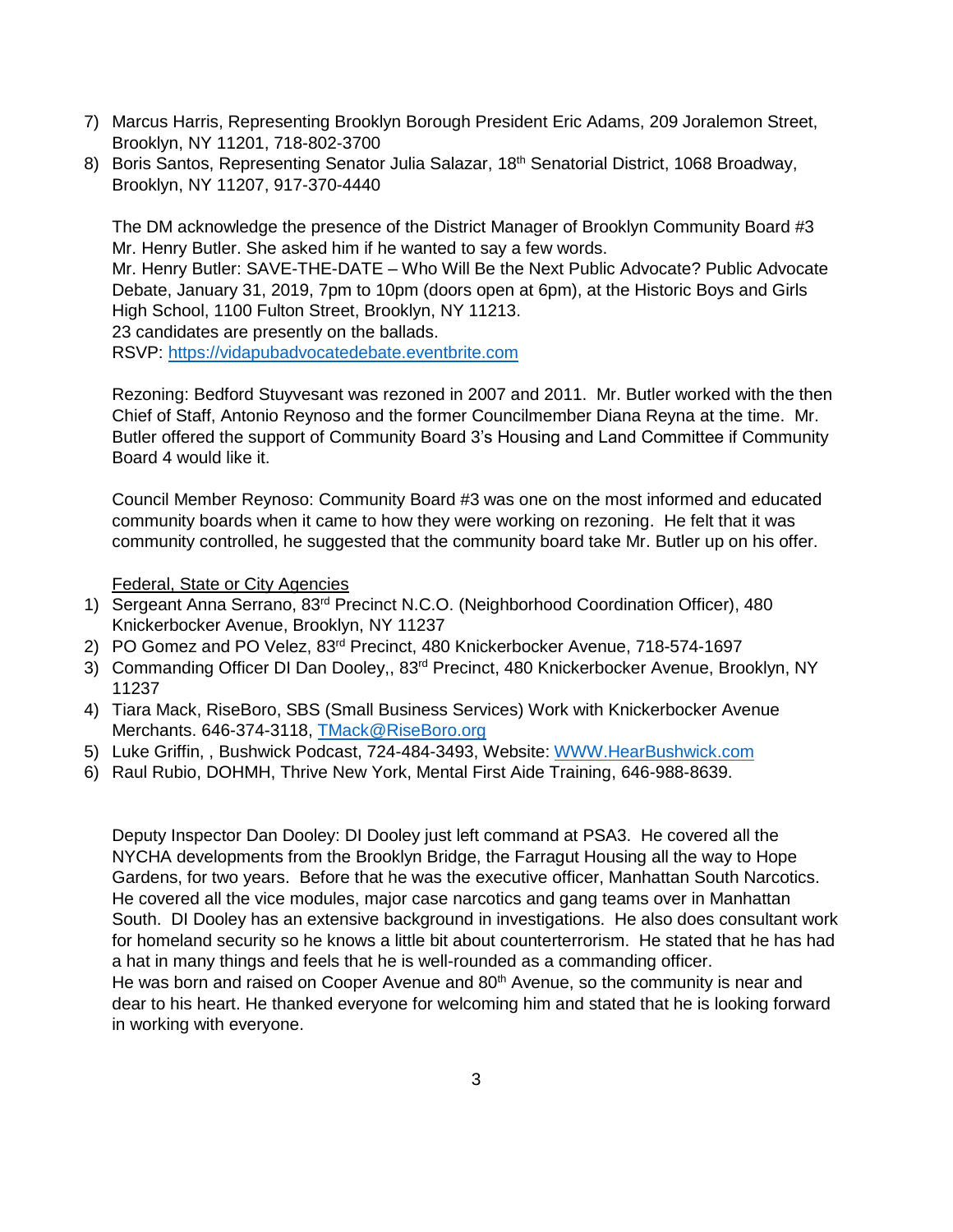7) Marcus Harris, Representing Brooklyn Borough President Eric Adams, 209 Joralemon Street, Brooklyn, NY 11201, 718-802-3700
8) Boris Santos, Representing Senator Julia Salazar, 18th Senatorial District, 1068 Broadway, Brooklyn, NY 11207, 917-370-4440

The DM acknowledge the presence of the District Manager of Brooklyn Community Board #3 Mr. Henry Butler. She asked him if he wanted to say a few words.
Mr. Henry Butler: SAVE-THE-DATE – Who Will Be the Next Public Advocate? Public Advocate Debate, January 31, 2019, 7pm to 10pm (doors open at 6pm), at the Historic Boys and Girls High School, 1100 Fulton Street, Brooklyn, NY 11213.
23 candidates are presently on the ballads.
RSVP: https://vidapubadvocatedebate.eventbrite.com

Rezoning: Bedford Stuyvesant was rezoned in 2007 and 2011. Mr. Butler worked with the then Chief of Staff, Antonio Reynoso and the former Councilmember Diana Reyna at the time. Mr. Butler offered the support of Community Board 3's Housing and Land Committee if Community Board 4 would like it.

Council Member Reynoso: Community Board #3 was one on the most informed and educated community boards when it came to how they were working on rezoning. He felt that it was community controlled, he suggested that the community board take Mr. Butler up on his offer.

<u>Federal, State or City Agencies</u>

1) Sergeant Anna Serrano, 83rd Precinct N.C.O. (Neighborhood Coordination Officer), 480 Knickerbocker Avenue, Brooklyn, NY 11237
2) PO Gomez and PO Velez, 83rd Precinct, 480 Knickerbocker Avenue, 718-574-1697
3) Commanding Officer DI Dan Dooley,, 83rd Precinct, 480 Knickerbocker Avenue, Brooklyn, NY 11237
4) Tiara Mack, RiseBoro, SBS (Small Business Services) Work with Knickerbocker Avenue Merchants. 646-374-3118, TMack@RiseBoro.org
5) Luke Griffin, , Bushwick Podcast, 724-484-3493, Website: WWW.HearBushwick.com
6) Raul Rubio, DOHMH, Thrive New York, Mental First Aide Training, 646-988-8639.

Deputy Inspector Dan Dooley: DI Dooley just left command at PSA3. He covered all the NYCHA developments from the Brooklyn Bridge, the Farragut Housing all the way to Hope Gardens, for two years. Before that he was the executive officer, Manhattan South Narcotics. He covered all the vice modules, major case narcotics and gang teams over in Manhattan South. DI Dooley has an extensive background in investigations. He also does consultant work for homeland security so he knows a little bit about counterterrorism. He stated that he has had a hat in many things and feels that he is well-rounded as a commanding officer.
He was born and raised on Cooper Avenue and 80th Avenue, so the community is near and dear to his heart. He thanked everyone for welcoming him and stated that he is looking forward in working with everyone.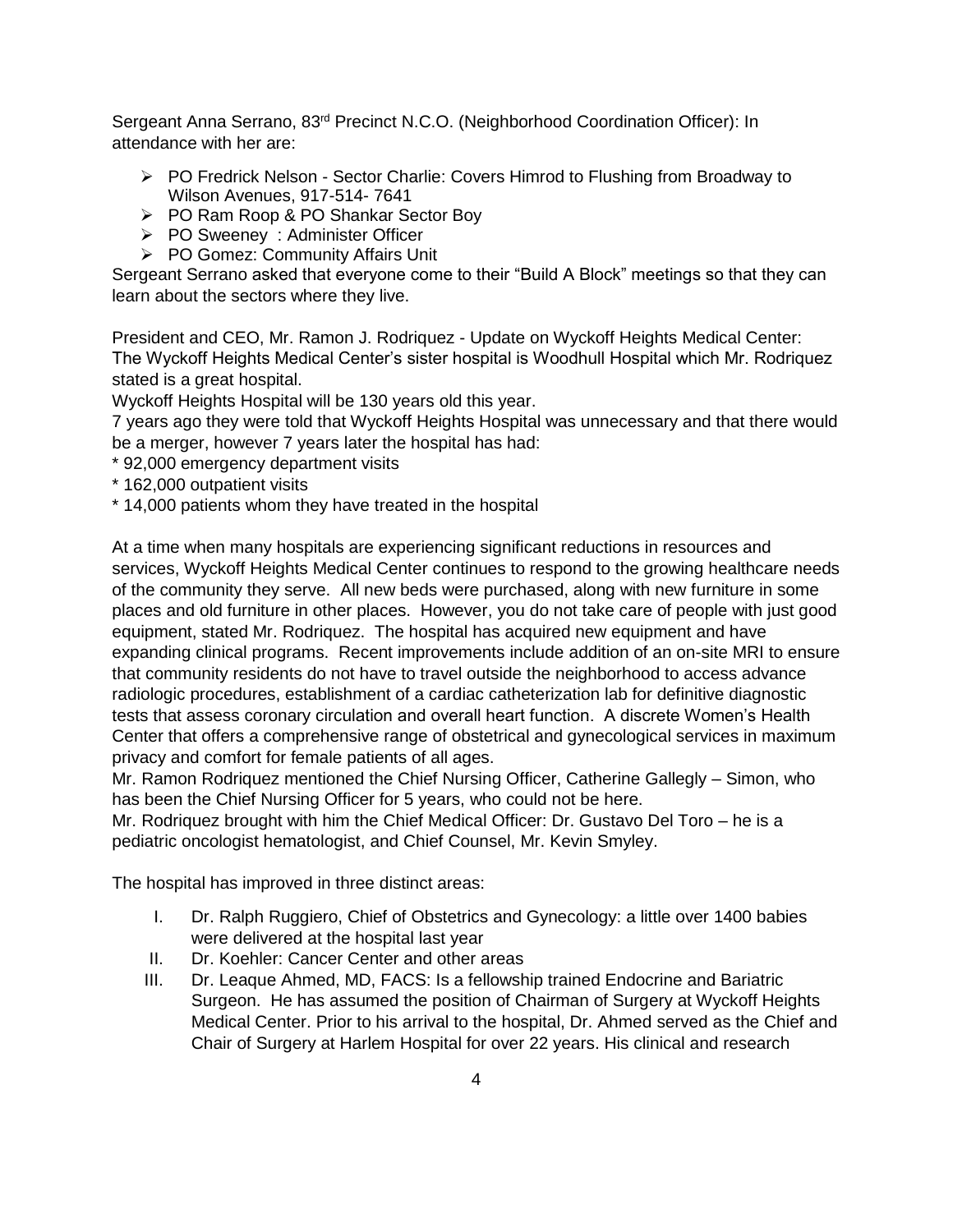Sergeant Anna Serrano, 83rd Precinct N.C.O. (Neighborhood Coordination Officer): In attendance with her are:

- PO Fredrick Nelson - Sector Charlie: Covers Himrod to Flushing from Broadway to Wilson Avenues, 917-514- 7641
- PO Ram Roop & PO Shankar Sector Boy
- PO Sweeney : Administer Officer
- PO Gomez: Community Affairs Unit

Sergeant Serrano asked that everyone come to their "Build A Block" meetings so that they can learn about the sectors where they live.

President and CEO, Mr. Ramon J. Rodriquez - Update on Wyckoff Heights Medical Center:
The Wyckoff Heights Medical Center's sister hospital is Woodhull Hospital which Mr. Rodriquez stated is a great hospital.
Wyckoff Heights Hospital will be 130 years old this year.
7 years ago they were told that Wyckoff Heights Hospital was unnecessary and that there would be a merger, however 7 years later the hospital has had:
* 92,000 emergency department visits
* 162,000 outpatient visits
* 14,000 patients whom they have treated in the hospital

At a time when many hospitals are experiencing significant reductions in resources and services, Wyckoff Heights Medical Center continues to respond to the growing healthcare needs of the community they serve. All new beds were purchased, along with new furniture in some places and old furniture in other places. However, you do not take care of people with just good equipment, stated Mr. Rodriquez. The hospital has acquired new equipment and have expanding clinical programs. Recent improvements include addition of an on-site MRI to ensure that community residents do not have to travel outside the neighborhood to access advance radiologic procedures, establishment of a cardiac catheterization lab for definitive diagnostic tests that assess coronary circulation and overall heart function. A discrete Women's Health Center that offers a comprehensive range of obstetrical and gynecological services in maximum privacy and comfort for female patients of all ages.
Mr. Ramon Rodriquez mentioned the Chief Nursing Officer, Catherine Gallegly – Simon, who has been the Chief Nursing Officer for 5 years, who could not be here.
Mr. Rodriquez brought with him the Chief Medical Officer: Dr. Gustavo Del Toro – he is a pediatric oncologist hematologist, and Chief Counsel, Mr. Kevin Smyley.

The hospital has improved in three distinct areas:

I. Dr. Ralph Ruggiero, Chief of Obstetrics and Gynecology: a little over 1400 babies were delivered at the hospital last year
II. Dr. Koehler: Cancer Center and other areas
III. Dr. Leaque Ahmed, MD, FACS: Is a fellowship trained Endocrine and Bariatric Surgeon. He has assumed the position of Chairman of Surgery at Wyckoff Heights Medical Center. Prior to his arrival to the hospital, Dr. Ahmed served as the Chief and Chair of Surgery at Harlem Hospital for over 22 years. His clinical and research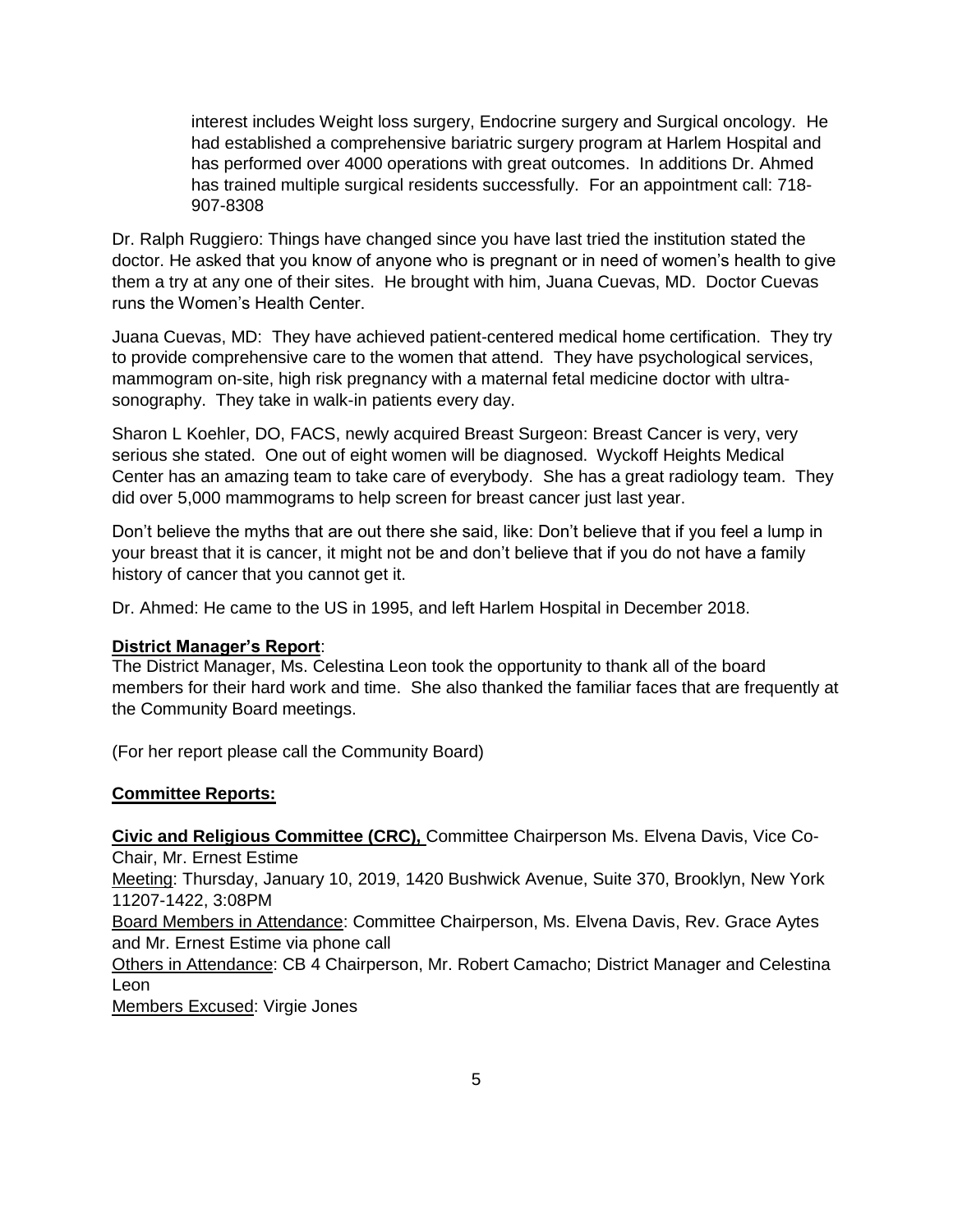interest includes Weight loss surgery, Endocrine surgery and Surgical oncology. He had established a comprehensive bariatric surgery program at Harlem Hospital and has performed over 4000 operations with great outcomes. In additions Dr. Ahmed has trained multiple surgical residents successfully. For an appointment call: 718-907-8308

Dr. Ralph Ruggiero: Things have changed since you have last tried the institution stated the doctor. He asked that you know of anyone who is pregnant or in need of women's health to give them a try at any one of their sites. He brought with him, Juana Cuevas, MD. Doctor Cuevas runs the Women's Health Center.

Juana Cuevas, MD: They have achieved patient-centered medical home certification. They try to provide comprehensive care to the women that attend. They have psychological services, mammogram on-site, high risk pregnancy with a maternal fetal medicine doctor with ultra-sonography. They take in walk-in patients every day.

Sharon L Koehler, DO, FACS, newly acquired Breast Surgeon: Breast Cancer is very, very serious she stated. One out of eight women will be diagnosed. Wyckoff Heights Medical Center has an amazing team to take care of everybody. She has a great radiology team. They did over 5,000 mammograms to help screen for breast cancer just last year.

Don't believe the myths that are out there she said, like: Don't believe that if you feel a lump in your breast that it is cancer, it might not be and don't believe that if you do not have a family history of cancer that you cannot get it.

Dr. Ahmed: He came to the US in 1995, and left Harlem Hospital in December 2018.

**<u>District Manager's Report</u>**:
The District Manager, Ms. Celestina Leon took the opportunity to thank all of the board members for their hard work and time. She also thanked the familiar faces that are frequently at the Community Board meetings.

(For her report please call the Community Board)

**<u>Committee Reports:</u>**

**<u>Civic and Religious Committee (CRC),</u>** Committee Chairperson Ms. Elvena Davis, Vice Co-Chair, Mr. Ernest Estime
<u>Meeting</u>: Thursday, January 10, 2019, 1420 Bushwick Avenue, Suite 370, Brooklyn, New York 11207-1422, 3:08PM
<u>Board Members in Attendance</u>: Committee Chairperson, Ms. Elvena Davis, Rev. Grace Aytes and Mr. Ernest Estime via phone call
<u>Others in Attendance</u>: CB 4 Chairperson, Mr. Robert Camacho; District Manager and Celestina Leon
<u>Members Excused</u>: Virgie Jones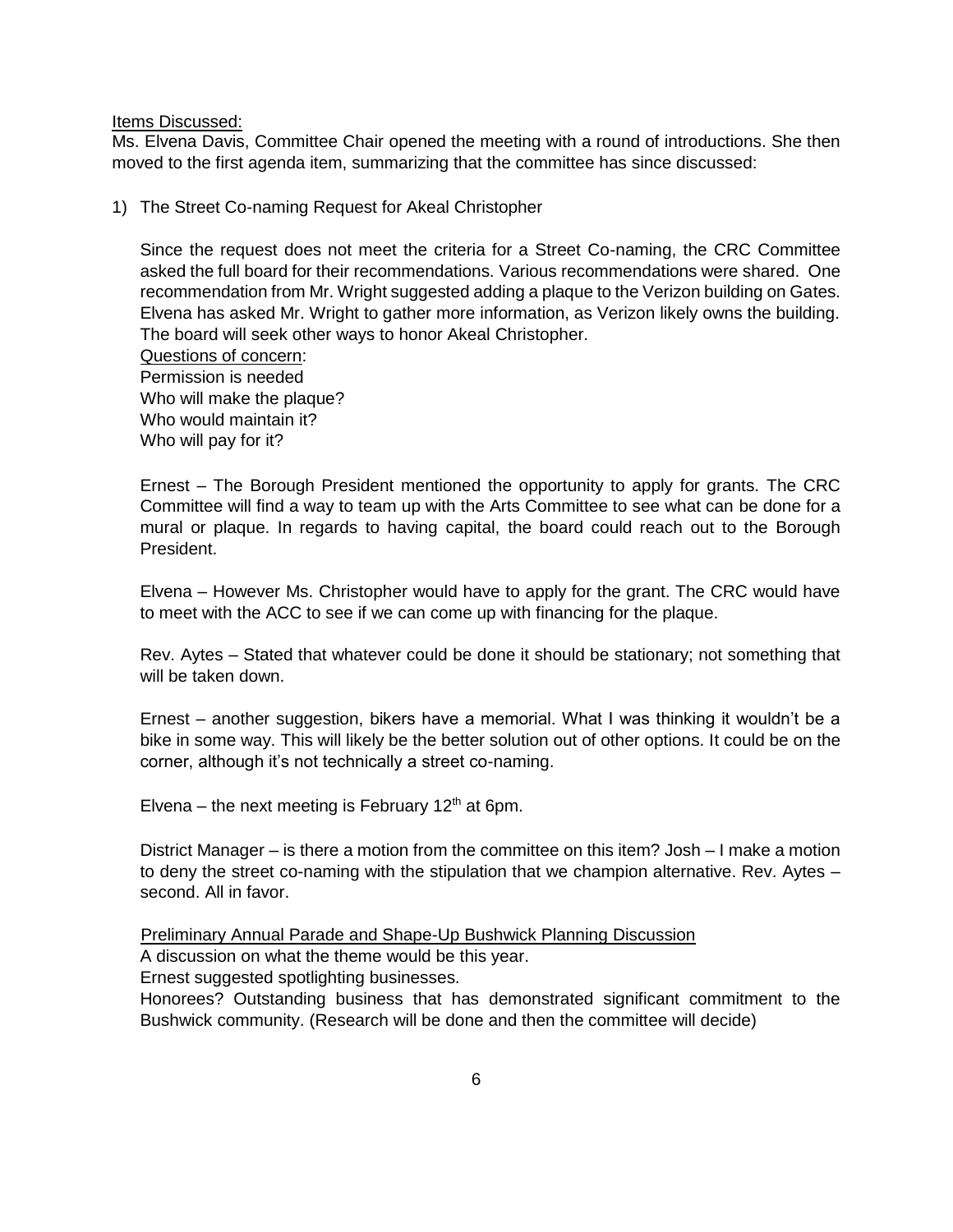Items Discussed:

Ms. Elvena Davis, Committee Chair opened the meeting with a round of introductions. She then moved to the first agenda item, summarizing that the committee has since discussed:

1) The Street Co-naming Request for Akeal Christopher

   Since the request does not meet the criteria for a Street Co-naming, the CRC Committee asked the full board for their recommendations. Various recommendations were shared. One recommendation from Mr. Wright suggested adding a plaque to the Verizon building on Gates. Elvena has asked Mr. Wright to gather more information, as Verizon likely owns the building. The board will seek other ways to honor Akeal Christopher.

   Questions of concern:
   Permission is needed
   Who will make the plaque?
   Who would maintain it?
   Who will pay for it?

   Ernest – The Borough President mentioned the opportunity to apply for grants. The CRC Committee will find a way to team up with the Arts Committee to see what can be done for a mural or plaque. In regards to having capital, the board could reach out to the Borough President.

   Elvena – However Ms. Christopher would have to apply for the grant. The CRC would have to meet with the ACC to see if we can come up with financing for the plaque.

   Rev. Aytes – Stated that whatever could be done it should be stationary; not something that will be taken down.

   Ernest – another suggestion, bikers have a memorial. What I was thinking it wouldn't be a bike in some way. This will likely be the better solution out of other options. It could be on the corner, although it's not technically a street co-naming.

   Elvena – the next meeting is February 12th at 6pm.

   District Manager – is there a motion from the committee on this item? Josh – I make a motion to deny the street co-naming with the stipulation that we champion alternative. Rev. Aytes – second. All in favor.

   Preliminary Annual Parade and Shape-Up Bushwick Planning Discussion
   A discussion on what the theme would be this year.
   Ernest suggested spotlighting businesses.
   Honorees? Outstanding business that has demonstrated significant commitment to the Bushwick community. (Research will be done and then the committee will decide)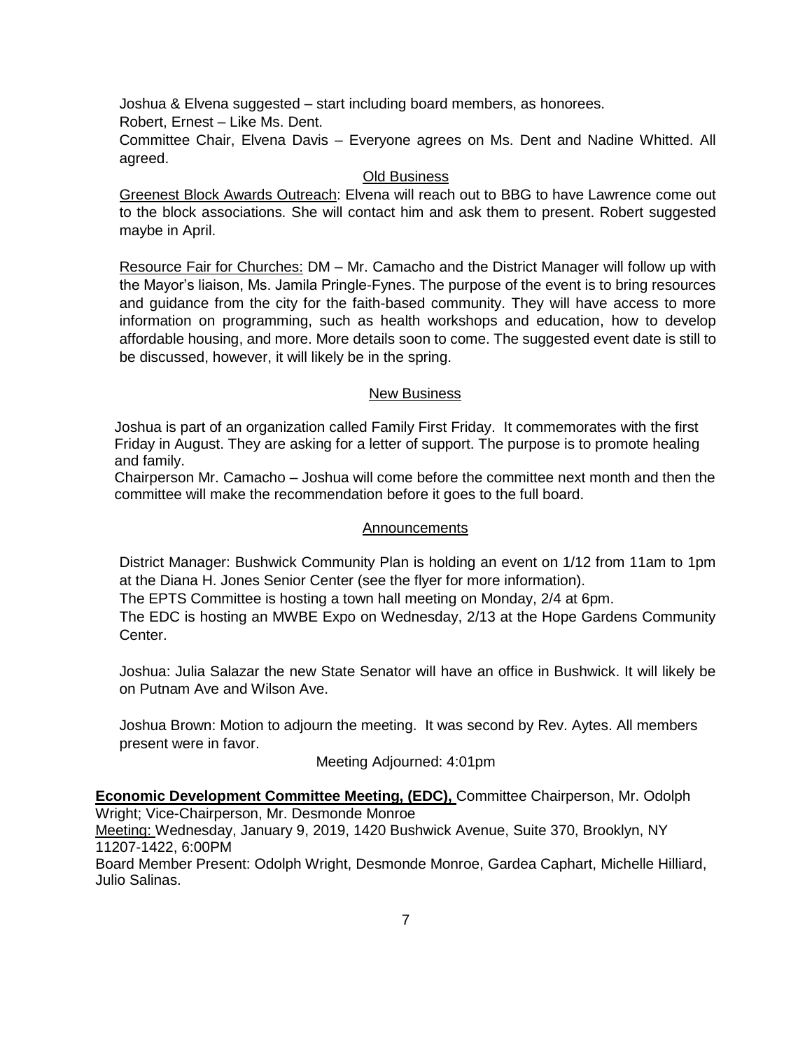Joshua & Elvena suggested – start including board members, as honorees.

Robert, Ernest – Like Ms. Dent.

Committee Chair, Elvena Davis – Everyone agrees on Ms. Dent and Nadine Whitted. All agreed.

<u>Old Business</u>

<u>Greenest Block Awards Outreach</u>: Elvena will reach out to BBG to have Lawrence come out to the block associations. She will contact him and ask them to present. Robert suggested maybe in April.

<u>Resource Fair for Churches:</u> DM – Mr. Camacho and the District Manager will follow up with the Mayor's liaison, Ms. Jamila Pringle-Fynes. The purpose of the event is to bring resources and guidance from the city for the faith-based community. They will have access to more information on programming, such as health workshops and education, how to develop affordable housing, and more. More details soon to come. The suggested event date is still to be discussed, however, it will likely be in the spring.

<u>New Business</u>

Joshua is part of an organization called Family First Friday. It commemorates with the first Friday in August. They are asking for a letter of support. The purpose is to promote healing and family.

Chairperson Mr. Camacho – Joshua will come before the committee next month and then the committee will make the recommendation before it goes to the full board.

<u>Announcements</u>

District Manager: Bushwick Community Plan is holding an event on 1/12 from 11am to 1pm at the Diana H. Jones Senior Center (see the flyer for more information).

The EPTS Committee is hosting a town hall meeting on Monday, 2/4 at 6pm.

The EDC is hosting an MWBE Expo on Wednesday, 2/13 at the Hope Gardens Community Center.

Joshua: Julia Salazar the new State Senator will have an office in Bushwick. It will likely be on Putnam Ave and Wilson Ave.

Joshua Brown: Motion to adjourn the meeting. It was second by Rev. Aytes. All members present were in favor.

Meeting Adjourned: 4:01pm

**<u>Economic Development Committee Meeting, (EDC),</u>** Committee Chairperson, Mr. Odolph Wright; Vice-Chairperson, Mr. Desmonde Monroe

<u>Meeting:</u> Wednesday, January 9, 2019, 1420 Bushwick Avenue, Suite 370, Brooklyn, NY 11207-1422, 6:00PM

Board Member Present: Odolph Wright, Desmonde Monroe, Gardea Caphart, Michelle Hilliard, Julio Salinas.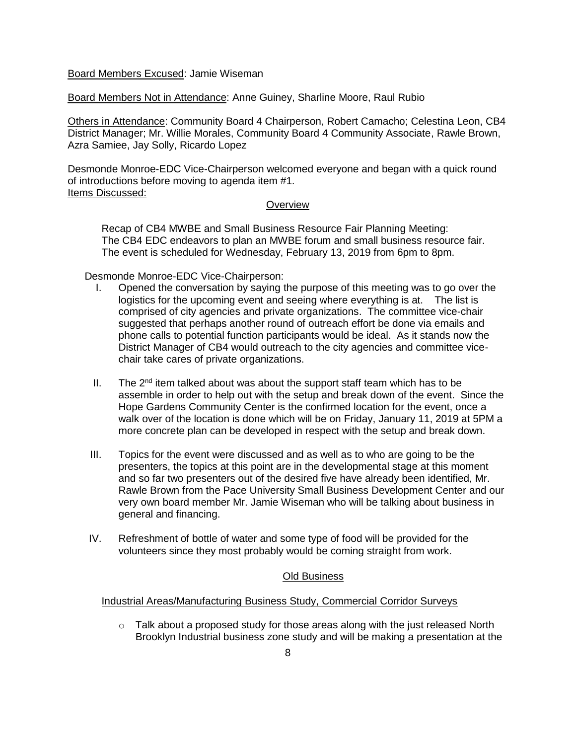Board Members Excused: Jamie Wiseman

Board Members Not in Attendance: Anne Guiney, Sharline Moore, Raul Rubio

Others in Attendance: Community Board 4 Chairperson, Robert Camacho; Celestina Leon, CB4 District Manager; Mr. Willie Morales, Community Board 4 Community Associate, Rawle Brown, Azra Samiee, Jay Solly, Ricardo Lopez

Desmonde Monroe-EDC Vice-Chairperson welcomed everyone and began with a quick round of introductions before moving to agenda item #1.

Items Discussed:

Overview

Recap of CB4 MWBE and Small Business Resource Fair Planning Meeting: The CB4 EDC endeavors to plan an MWBE forum and small business resource fair. The event is scheduled for Wednesday, February 13, 2019 from 6pm to 8pm.

Desmonde Monroe-EDC Vice-Chairperson:

I. Opened the conversation by saying the purpose of this meeting was to go over the logistics for the upcoming event and seeing where everything is at. The list is comprised of city agencies and private organizations. The committee vice-chair suggested that perhaps another round of outreach effort be done via emails and phone calls to potential function participants would be ideal. As it stands now the District Manager of CB4 would outreach to the city agencies and committee vice-chair take cares of private organizations.

II. The 2nd item talked about was about the support staff team which has to be assemble in order to help out with the setup and break down of the event. Since the Hope Gardens Community Center is the confirmed location for the event, once a walk over of the location is done which will be on Friday, January 11, 2019 at 5PM a more concrete plan can be developed in respect with the setup and break down.

III. Topics for the event were discussed and as well as to who are going to be the presenters, the topics at this point are in the developmental stage at this moment and so far two presenters out of the desired five have already been identified, Mr. Rawle Brown from the Pace University Small Business Development Center and our very own board member Mr. Jamie Wiseman who will be talking about business in general and financing.

IV. Refreshment of bottle of water and some type of food will be provided for the volunteers since they most probably would be coming straight from work.

Old Business

Industrial Areas/Manufacturing Business Study, Commercial Corridor Surveys

- Talk about a proposed study for those areas along with the just released North Brooklyn Industrial business zone study and will be making a presentation at the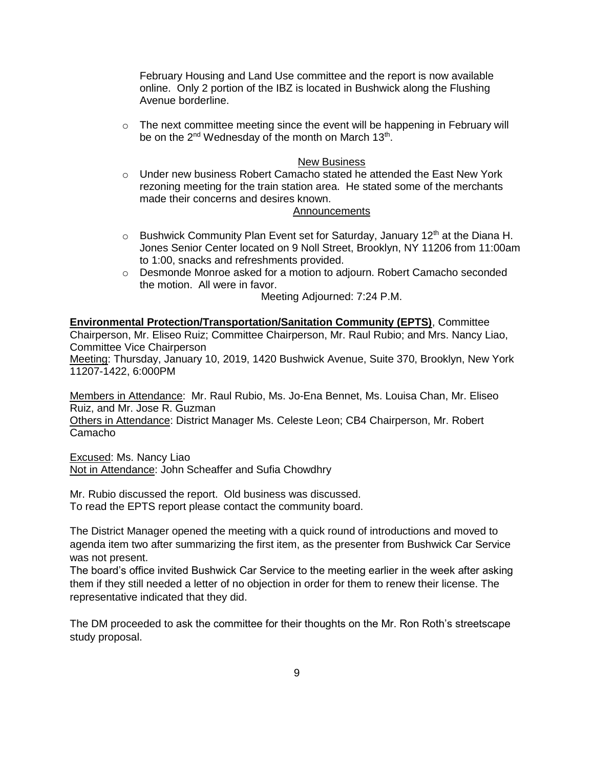February Housing and Land Use committee and the report is now available online. Only 2 portion of the IBZ is located in Bushwick along the Flushing Avenue borderline.

- The next committee meeting since the event will be happening in February will be on the 2nd Wednesday of the month on March 13th.

New Business

- Under new business Robert Camacho stated he attended the East New York rezoning meeting for the train station area. He stated some of the merchants made their concerns and desires known.

Announcements

- Bushwick Community Plan Event set for Saturday, January 12th at the Diana H. Jones Senior Center located on 9 Noll Street, Brooklyn, NY 11206 from 11:00am to 1:00, snacks and refreshments provided.
- Desmonde Monroe asked for a motion to adjourn. Robert Camacho seconded the motion. All were in favor.

Meeting Adjourned: 7:24 P.M.

**Environmental Protection/Transportation/Sanitation Community (EPTS)**, Committee Chairperson, Mr. Eliseo Ruiz; Committee Chairperson, Mr. Raul Rubio; and Mrs. Nancy Liao, Committee Vice Chairperson
Meeting: Thursday, January 10, 2019, 1420 Bushwick Avenue, Suite 370, Brooklyn, New York 11207-1422, 6:000PM

Members in Attendance: Mr. Raul Rubio, Ms. Jo-Ena Bennet, Ms. Louisa Chan, Mr. Eliseo Ruiz, and Mr. Jose R. Guzman
Others in Attendance: District Manager Ms. Celeste Leon; CB4 Chairperson, Mr. Robert Camacho

Excused: Ms. Nancy Liao
Not in Attendance: John Scheaffer and Sufia Chowdhry

Mr. Rubio discussed the report. Old business was discussed.
To read the EPTS report please contact the community board.

The District Manager opened the meeting with a quick round of introductions and moved to agenda item two after summarizing the first item, as the presenter from Bushwick Car Service was not present.
The board's office invited Bushwick Car Service to the meeting earlier in the week after asking them if they still needed a letter of no objection in order for them to renew their license. The representative indicated that they did.

The DM proceeded to ask the committee for their thoughts on the Mr. Ron Roth's streetscape study proposal.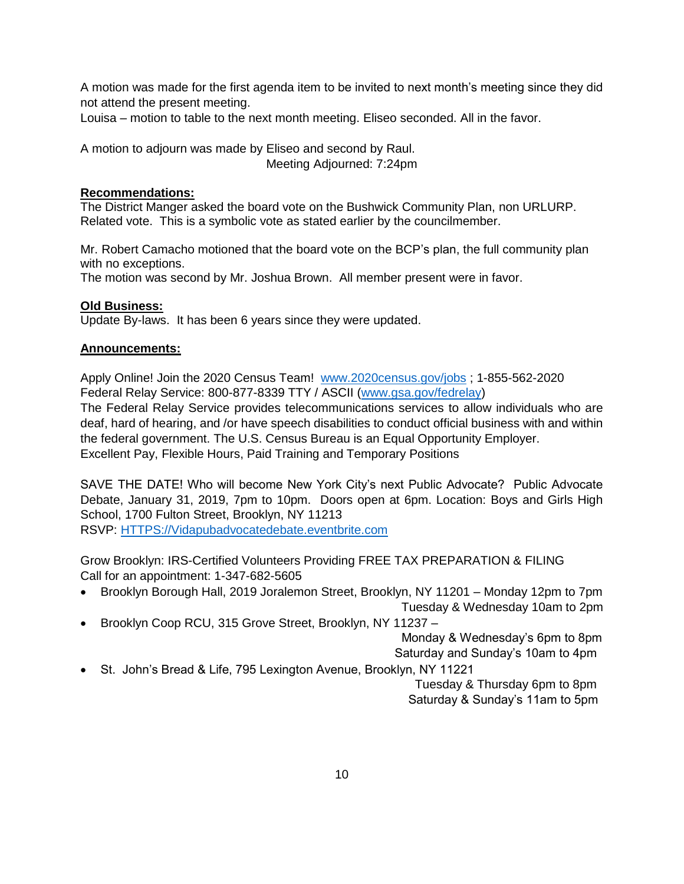A motion was made for the first agenda item to be invited to next month's meeting since they did not attend the present meeting.
Louisa – motion to table to the next month meeting. Eliseo seconded. All in the favor.

A motion to adjourn was made by Eliseo and second by Raul.
Meeting Adjourned: 7:24pm

**Recommendations:**
The District Manger asked the board vote on the Bushwick Community Plan, non URLURP. Related vote. This is a symbolic vote as stated earlier by the councilmember.

Mr. Robert Camacho motioned that the board vote on the BCP's plan, the full community plan with no exceptions.
The motion was second by Mr. Joshua Brown. All member present were in favor.

**Old Business:**
Update By-laws. It has been 6 years since they were updated.

**Announcements:**

Apply Online! Join the 2020 Census Team! [www.2020census.gov/jobs](www.2020census.gov/jobs) ; 1-855-562-2020
Federal Relay Service: 800-877-8339 TTY / ASCII ([www.gsa.gov/fedrelay](www.gsa.gov/fedrelay))
The Federal Relay Service provides telecommunications services to allow individuals who are deaf, hard of hearing, and /or have speech disabilities to conduct official business with and within the federal government. The U.S. Census Bureau is an Equal Opportunity Employer.
Excellent Pay, Flexible Hours, Paid Training and Temporary Positions

SAVE THE DATE! Who will become New York City's next Public Advocate? Public Advocate Debate, January 31, 2019, 7pm to 10pm. Doors open at 6pm. Location: Boys and Girls High School, 1700 Fulton Street, Brooklyn, NY 11213
RSVP: [HTTPS://Vidapubadvocatedebate.eventbrite.com](HTTPS://Vidapubadvocatedebate.eventbrite.com)

Grow Brooklyn: IRS-Certified Volunteers Providing FREE TAX PREPARATION & FILING
Call for an appointment: 1-347-682-5605

- Brooklyn Borough Hall, 2019 Joralemon Street, Brooklyn, NY 11201 – Monday 12pm to 7pm
  Tuesday & Wednesday 10am to 2pm
- Brooklyn Coop RCU, 315 Grove Street, Brooklyn, NY 11237 –
  Monday & Wednesday's 6pm to 8pm
  Saturday and Sunday's 10am to 4pm
- St. John's Bread & Life, 795 Lexington Avenue, Brooklyn, NY 11221
  Tuesday & Thursday 6pm to 8pm
  Saturday & Sunday's 11am to 5pm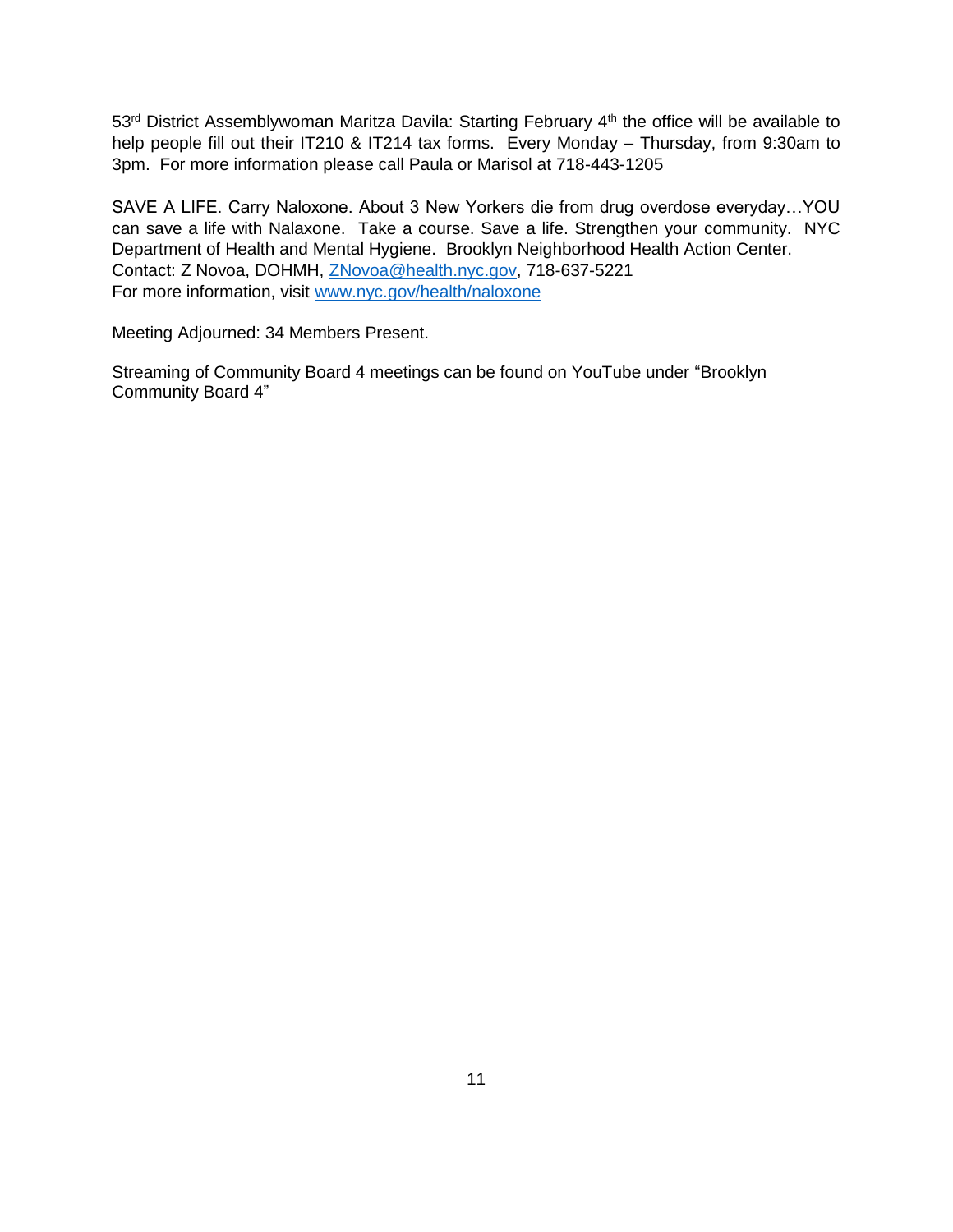53rd District Assemblywoman Maritza Davila: Starting February 4th the office will be available to help people fill out their IT210 & IT214 tax forms. Every Monday – Thursday, from 9:30am to 3pm. For more information please call Paula or Marisol at 718-443-1205

SAVE A LIFE. Carry Naloxone. About 3 New Yorkers die from drug overdose everyday…YOU can save a life with Nalaxone. Take a course. Save a life. Strengthen your community. NYC Department of Health and Mental Hygiene. Brooklyn Neighborhood Health Action Center.
Contact: Z Novoa, DOHMH, ZNovoa@health.nyc.gov, 718-637-5221
For more information, visit www.nyc.gov/health/naloxone

Meeting Adjourned: 34 Members Present.

Streaming of Community Board 4 meetings can be found on YouTube under "Brooklyn Community Board 4"